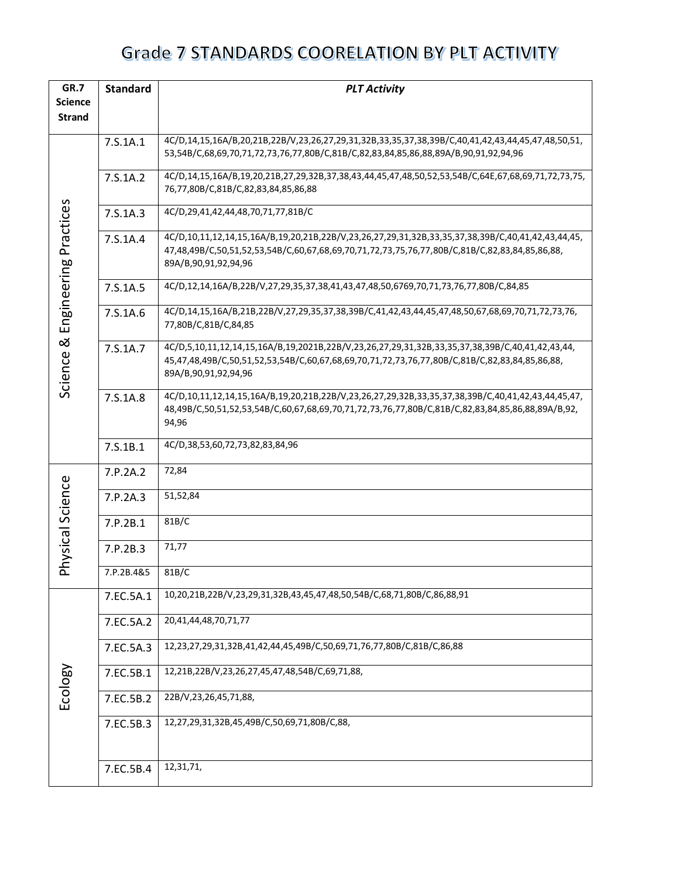# Grade 7 STANDARDS COORELATION BY PLT ACTIVITY

| GR.7 Science Strand | Standard | *PLT Activity* |
|---|---|---|
| Science & Engineering Practices | 7.S.1A.1 | 4C/D,14,15,16A/B,20,21B,22B/V,23,26,27,29,31,32B,33,35,37,38,39B/C,40,41,42,43,44,45,47,48,50,51, 53,54B/C,68,69,70,71,72,73,76,77,80B/C,81B/C,82,83,84,85,86,88,89A/B,90,91,92,94,96 |
| | 7.S.1A.2 | 4C/D,14,15,16A/B,19,20,21B,27,29,32B,37,38,43,44,45,47,48,50,52,53,54B/C,64E,67,68,69,71,72,73,75, 76,77,80B/C,81B/C,82,83,84,85,86,88 |
| | 7.S.1A.3 | 4C/D,29,41,42,44,48,70,71,77,81B/C |
| | 7.S.1A.4 | 4C/D,10,11,12,14,15,16A/B,19,20,21B,22B/V,23,26,27,29,31,32B,33,35,37,38,39B/C,40,41,42,43,44,45, 47,48,49B/C,50,51,52,53,54B/C,60,67,68,69,70,71,72,73,75,76,77,80B/C,81B/C,82,83,84,85,86,88, 89A/B,90,91,92,94,96 |
| | 7.S.1A.5 | 4C/D,12,14,16A/B,22B/V,27,29,35,37,38,41,43,47,48,50,6769,70,71,73,76,77,80B/C,84,85 |
| | 7.S.1A.6 | 4C/D,14,15,16A/B,21B,22B/V,27,29,35,37,38,39B/C,41,42,43,44,45,47,48,50,67,68,69,70,71,72,73,76, 77,80B/C,81B/C,84,85 |
| | 7.S.1A.7 | 4C/D,5,10,11,12,14,15,16A/B,19,2021B,22B/V,23,26,27,29,31,32B,33,35,37,38,39B/C,40,41,42,43,44, 45,47,48,49B/C,50,51,52,53,54B/C,60,67,68,69,70,71,72,73,76,77,80B/C,81B/C,82,83,84,85,86,88, 89A/B,90,91,92,94,96 |
| | 7.S.1A.8 | 4C/D,10,11,12,14,15,16A/B,19,20,21B,22B/V,23,26,27,29,32B,33,35,37,38,39B/C,40,41,42,43,44,45,47, 48,49B/C,50,51,52,53,54B/C,60,67,68,69,70,71,72,73,76,77,80B/C,81B/C,82,83,84,85,86,88,89A/B,92, 94,96 |
| | 7.S.1B.1 | 4C/D,38,53,60,72,73,82,83,84,96 |
| Physical Science | 7.P.2A.2 | 72,84 |
| | 7.P.2A.3 | 51,52,84 |
| | 7.P.2B.1 | 81B/C |
| | 7.P.2B.3 | 71,77 |
| | 7.P.2B.4&5 | 81B/C |
| Ecology | 7.EC.5A.1 | 10,20,21B,22B/V,23,29,31,32B,43,45,47,48,50,54B/C,68,71,80B/C,86,88,91 |
| | 7.EC.5A.2 | 20,41,44,48,70,71,77 |
| | 7.EC.5A.3 | 12,23,27,29,31,32B,41,42,44,45,49B/C,50,69,71,76,77,80B/C,81B/C,86,88 |
| | 7.EC.5B.1 | 12,21B,22B/V,23,26,27,45,47,48,54B/C,69,71,88, |
| | 7.EC.5B.2 | 22B/V,23,26,45,71,88, |
| | 7.EC.5B.3 | 12,27,29,31,32B,45,49B/C,50,69,71,80B/C,88, |
| | 7.EC.5B.4 | 12,31,71, |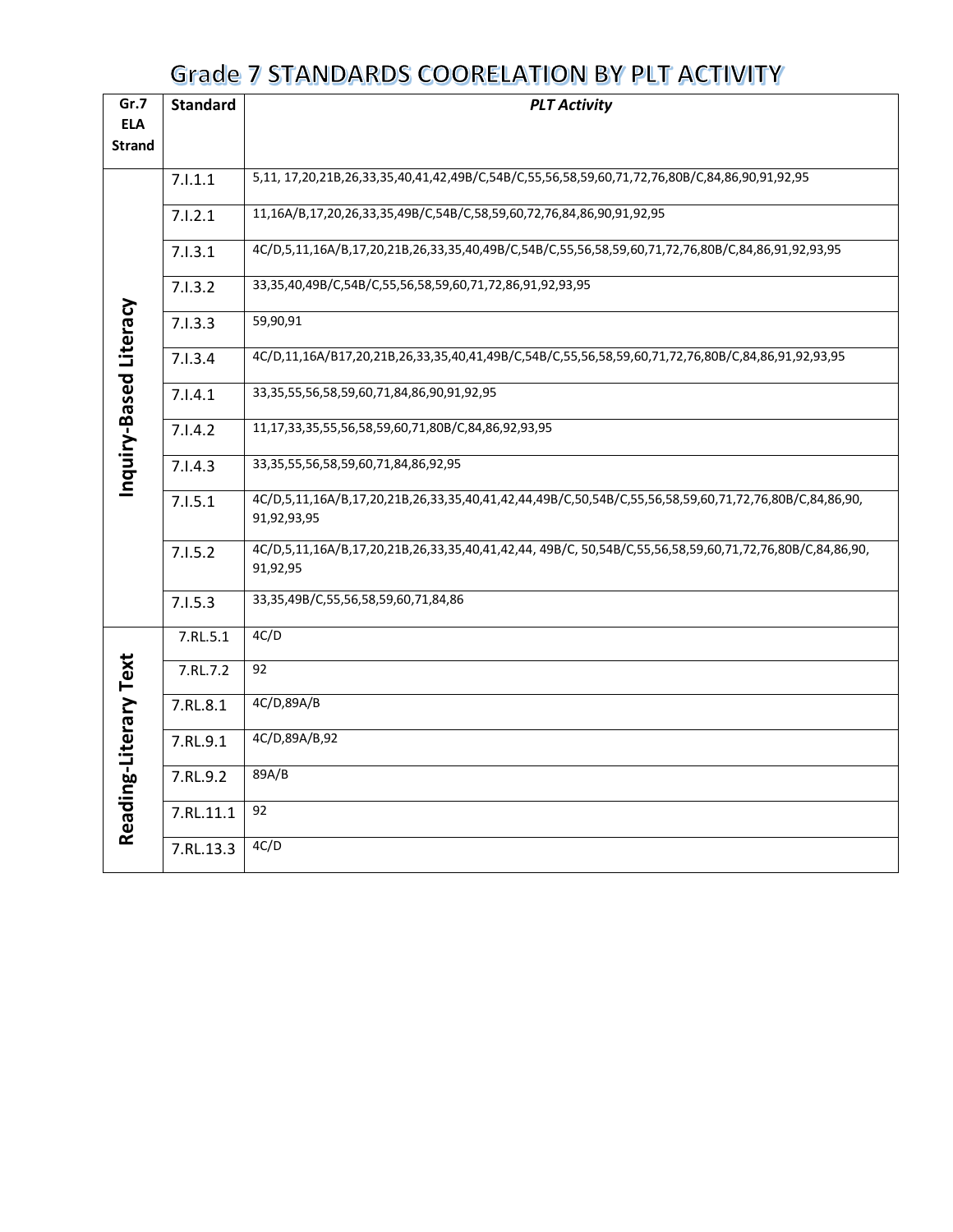# Grade 7 STANDARDS COORELATION BY PLT ACTIVITY

| Gr.7 ELA Strand | Standard | *PLT Activity* |
| --- | --- | --- |
| Inquiry-Based Literacy | 7.I.1.1 | 5,11, 17,20,21B,26,33,35,40,41,42,49B/C,54B/C,55,56,58,59,60,71,72,76,80B/C,84,86,90,91,92,95 |
| | 7.I.2.1 | 11,16A/B,17,20,26,33,35,49B/C,54B/C,58,59,60,72,76,84,86,90,91,92,95 |
| | 7.I.3.1 | 4C/D,5,11,16A/B,17,20,21B,26,33,35,40,49B/C,54B/C,55,56,58,59,60,71,72,76,80B/C,84,86,91,92,93,95 |
| | 7.I.3.2 | 33,35,40,49B/C,54B/C,55,56,58,59,60,71,72,86,91,92,93,95 |
| | 7.I.3.3 | 59,90,91 |
| | 7.I.3.4 | 4C/D,11,16A/B17,20,21B,26,33,35,40,41,49B/C,54B/C,55,56,58,59,60,71,72,76,80B/C,84,86,91,92,93,95 |
| | 7.I.4.1 | 33,35,55,56,58,59,60,71,84,86,90,91,92,95 |
| | 7.I.4.2 | 11,17,33,35,55,56,58,59,60,71,80B/C,84,86,92,93,95 |
| | 7.I.4.3 | 33,35,55,56,58,59,60,71,84,86,92,95 |
| | 7.I.5.1 | 4C/D,5,11,16A/B,17,20,21B,26,33,35,40,41,42,44,49B/C,50,54B/C,55,56,58,59,60,71,72,76,80B/C,84,86,90, 91,92,93,95 |
| | 7.I.5.2 | 4C/D,5,11,16A/B,17,20,21B,26,33,35,40,41,42,44, 49B/C, 50,54B/C,55,56,58,59,60,71,72,76,80B/C,84,86,90, 91,92,95 |
| | 7.I.5.3 | 33,35,49B/C,55,56,58,59,60,71,84,86 |
| Reading-Literary Text | 7.RL.5.1 | 4C/D |
| | 7.RL.7.2 | 92 |
| | 7.RL.8.1 | 4C/D,89A/B |
| | 7.RL.9.1 | 4C/D,89A/B,92 |
| | 7.RL.9.2 | 89A/B |
| | 7.RL.11.1 | 92 |
| | 7.RL.13.3 | 4C/D |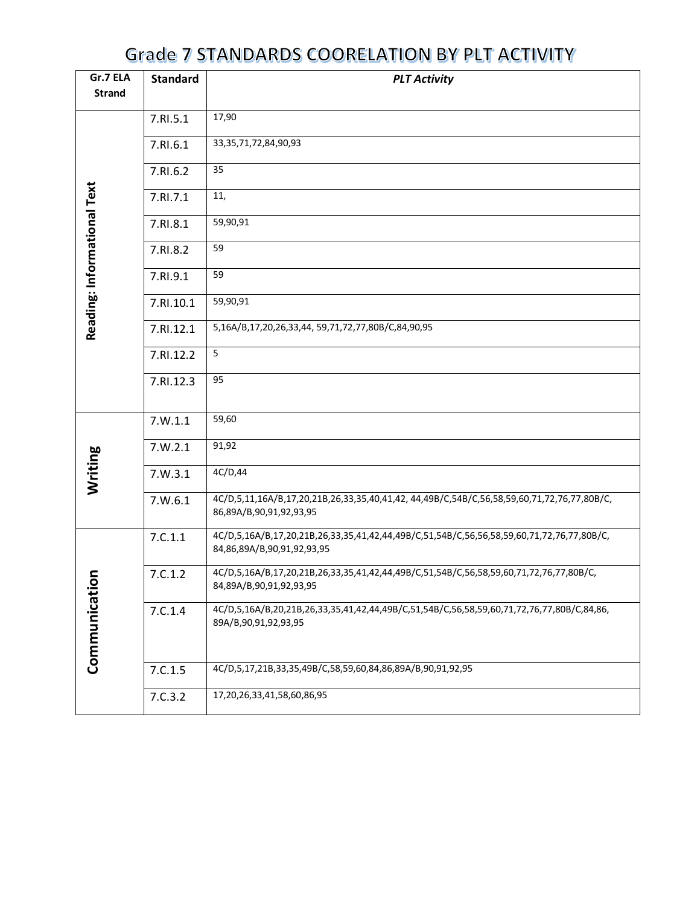# Grade 7 STANDARDS COORELATION BY PLT ACTIVITY

| Gr.7 ELA Strand | Standard | *PLT Activity* |
|---|---|---|
| **Reading: Informational Text** | 7.RI.5.1 | 17,90 |
| | 7.RI.6.1 | 33,35,71,72,84,90,93 |
| | 7.RI.6.2 | 35 |
| | 7.RI.7.1 | 11, |
| | 7.RI.8.1 | 59,90,91 |
| | 7.RI.8.2 | 59 |
| | 7.RI.9.1 | 59 |
| | 7.RI.10.1 | 59,90,91 |
| | 7.RI.12.1 | 5,16A/B,17,20,26,33,44, 59,71,72,77,80B/C,84,90,95 |
| | 7.RI.12.2 | 5 |
| | 7.RI.12.3 | 95 |
| **Writing** | 7.W.1.1 | 59,60 |
| | 7.W.2.1 | 91,92 |
| | 7.W.3.1 | 4C/D,44 |
| | 7.W.6.1 | 4C/D,5,11,16A/B,17,20,21B,26,33,35,40,41,42, 44,49B/C,54B/C,56,58,59,60,71,72,76,77,80B/C, 86,89A/B,90,91,92,93,95 |
| **Communication** | 7.C.1.1 | 4C/D,5,16A/B,17,20,21B,26,33,35,41,42,44,49B/C,51,54B/C,56,56,58,59,60,71,72,76,77,80B/C, 84,86,89A/B,90,91,92,93,95 |
| | 7.C.1.2 | 4C/D,5,16A/B,17,20,21B,26,33,35,41,42,44,49B/C,51,54B/C,56,58,59,60,71,72,76,77,80B/C, 84,89A/B,90,91,92,93,95 |
| | 7.C.1.4 | 4C/D,5,16A/B,20,21B,26,33,35,41,42,44,49B/C,51,54B/C,56,58,59,60,71,72,76,77,80B/C,84,86, 89A/B,90,91,92,93,95 |
| | 7.C.1.5 | 4C/D,5,17,21B,33,35,49B/C,58,59,60,84,86,89A/B,90,91,92,95 |
| | 7.C.3.2 | 17,20,26,33,41,58,60,86,95 |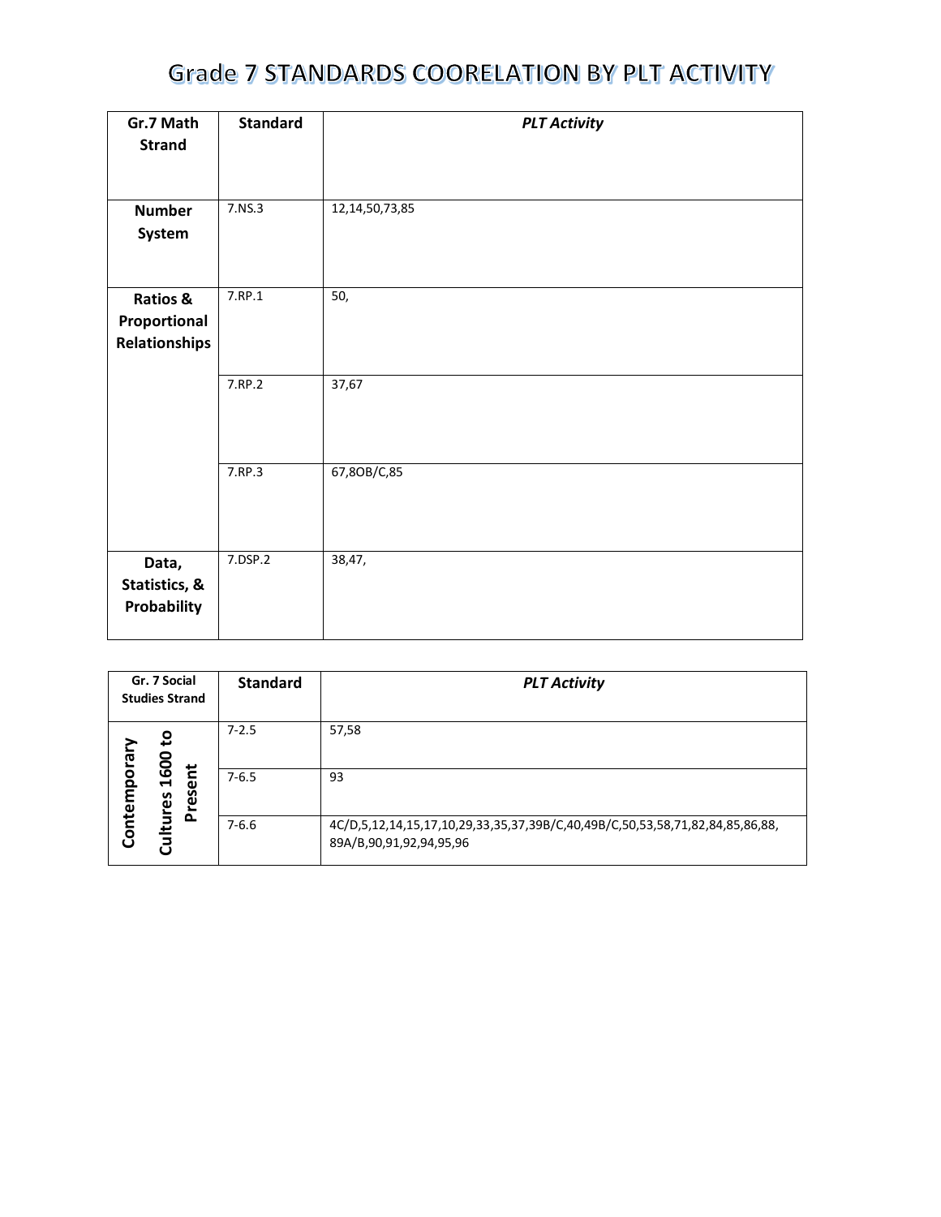# Grade 7 STANDARDS COORELATION BY PLT ACTIVITY

| Gr.7 Math Strand | Standard | *PLT Activity* |
|---|---|---|
| **Number System** | 7.NS.3 | 12,14,50,73,85 |
| **Ratios & Proportional Relationships** | 7.RP.1 | 50, |
| | 7.RP.2 | 37,67 |
| | 7.RP.3 | 67,8OB/C,85 |
| **Data, Statistics, & Probability** | 7.DSP.2 | 38,47, |

| Gr. 7 Social Studies Strand | Standard | *PLT Activity* |
|---|---|---|
| **Contemporary Cultures 1600 to Present** | 7-2.5 | 57,58 |
| | 7-6.5 | 93 |
| | 7-6.6 | 4C/D,5,12,14,15,17,10,29,33,35,37,39B/C,40,49B/C,50,53,58,71,82,84,85,86,88, 89A/B,90,91,92,94,95,96 |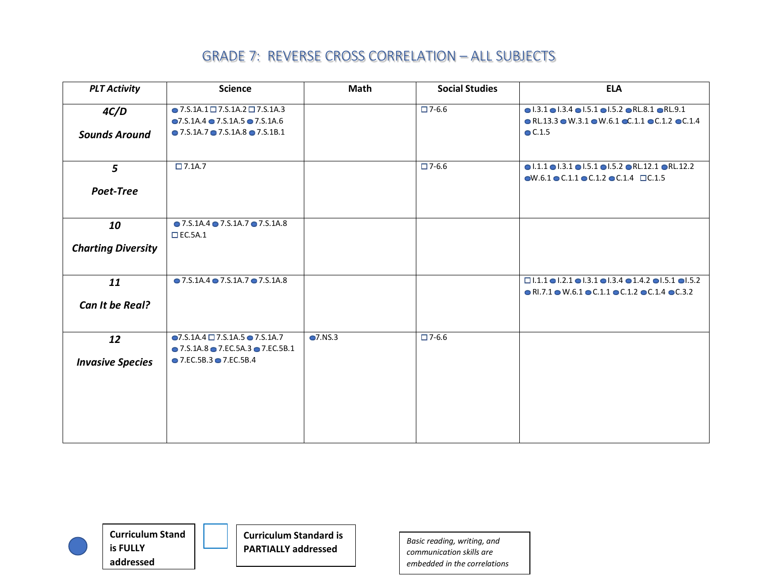# GRADE 7: REVERSE CROSS CORRELATION – ALL SUBJECTS

| *PLT Activity* | Science | Math | Social Studies | ELA |
|---|---|---|---|---|
| ***4C/D*** ***Sounds Around*** | ● 7.S.1A.1 □ 7.S.1A.2 □ 7.S.1A.3 ● 7.S.1A.4 ● 7.S.1A.5 ● 7.S.1A.6 ● 7.S.1A.7 ● 7.S.1A.8 ● 7.S.1B.1 | | □ 7-6.6 | ● I.3.1 ● I.3.4 ● I.5.1 ● I.5.2 ● RL.8.1 ● RL.9.1 ● RL.13.3 ● W.3.1 ● W.6.1 ● C.1.1 ● C.1.2 ● C.1.4 ● C.1.5 |
| ***5*** ***Poet-Tree*** | □ 7.1A.7 | | □ 7-6.6 | ● I.1.1 ● I.3.1 ● I.5.1 ● I.5.2 ● RL.12.1 ● RL.12.2 ● W.6.1 ● C.1.1 ● C.1.2 ● C.1.4 □ C.1.5 |
| ***10*** ***Charting Diversity*** | ● 7.S.1A.4 ● 7.S.1A.7 ● 7.S.1A.8 □ EC.5A.1 | | | |
| ***11*** ***Can It be Real?*** | ● 7.S.1A.4 ● 7.S.1A.7 ● 7.S.1A.8 | | | □ I.1.1 ● I.2.1 ● I.3.1 ● I.3.4 ● 1.4.2 ● I.5.1 ● I.5.2 ● RI.7.1 ● W.6.1 ● C.1.1 ● C.1.2 ● C.1.4 ● C.3.2 |
| ***12*** ***Invasive Species*** | ● 7.S.1A.4 □ 7.S.1A.5 ● 7.S.1A.7 ● 7.S.1A.8 ● 7.EC.5A.3 ● 7.EC.5B.1 ● 7.EC.5B.3 ● 7.EC.5B.4 | ● 7.NS.3 | □ 7-6.6 | |

● **Curriculum Stand is FULLY addressed**

□ **Curriculum Standard is PARTIALLY addressed**

*Basic reading, writing, and communication skills are embedded in the correlations*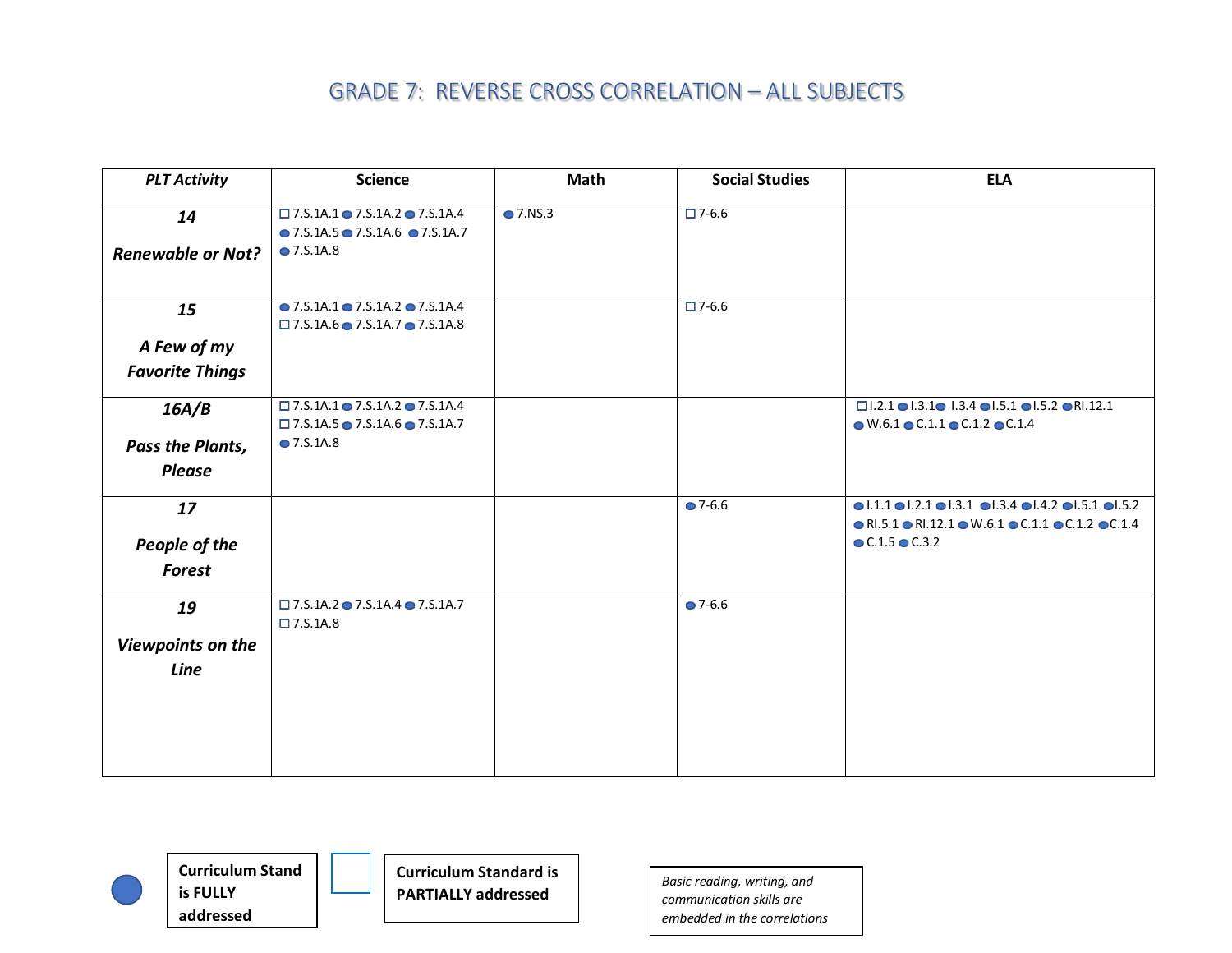# GRADE 7: REVERSE CROSS CORRELATION – ALL SUBJECTS

| *PLT Activity* | Science | Math | Social Studies | ELA |
|---|---|---|---|---|
| ***14*** ***Renewable or Not?*** | □ 7.S.1A.1 ● 7.S.1A.2 ● 7.S.1A.4 ● 7.S.1A.5 ● 7.S.1A.6 ● 7.S.1A.7 ● 7.S.1A.8 | ● 7.NS.3 | □ 7-6.6 | |
| ***15*** ***A Few of my Favorite Things*** | ● 7.S.1A.1 ● 7.S.1A.2 ● 7.S.1A.4 □ 7.S.1A.6 ● 7.S.1A.7 ● 7.S.1A.8 | | □ 7-6.6 | |
| ***16A/B*** ***Pass the Plants, Please*** | □ 7.S.1A.1 ● 7.S.1A.2 ● 7.S.1A.4 □ 7.S.1A.5 ● 7.S.1A.6 ● 7.S.1A.7 ● 7.S.1A.8 | | | □ I.2.1 ● I.3.1 ● I.3.4 ● I.5.1 ● I.5.2 ● RI.12.1 ● W.6.1 ● C.1.1 ● C.1.2 ● C.1.4 |
| ***17*** ***People of the Forest*** | | | ● 7-6.6 | ● I.1.1 ● I.2.1 ● I.3.1 ● I.3.4 ● I.4.2 ● I.5.1 ● I.5.2 ● RI.5.1 ● RI.12.1 ● W.6.1 ● C.1.1 ● C.1.2 ● C.1.4 ● C.1.5 ● C.3.2 |
| ***19*** ***Viewpoints on the Line*** | □ 7.S.1A.2 ● 7.S.1A.4 ● 7.S.1A.7 □ 7.S.1A.8 | | ● 7-6.6 | |

● **Curriculum Stand is FULLY addressed**

□ **Curriculum Standard is PARTIALLY addressed**

*Basic reading, writing, and communication skills are embedded in the correlations*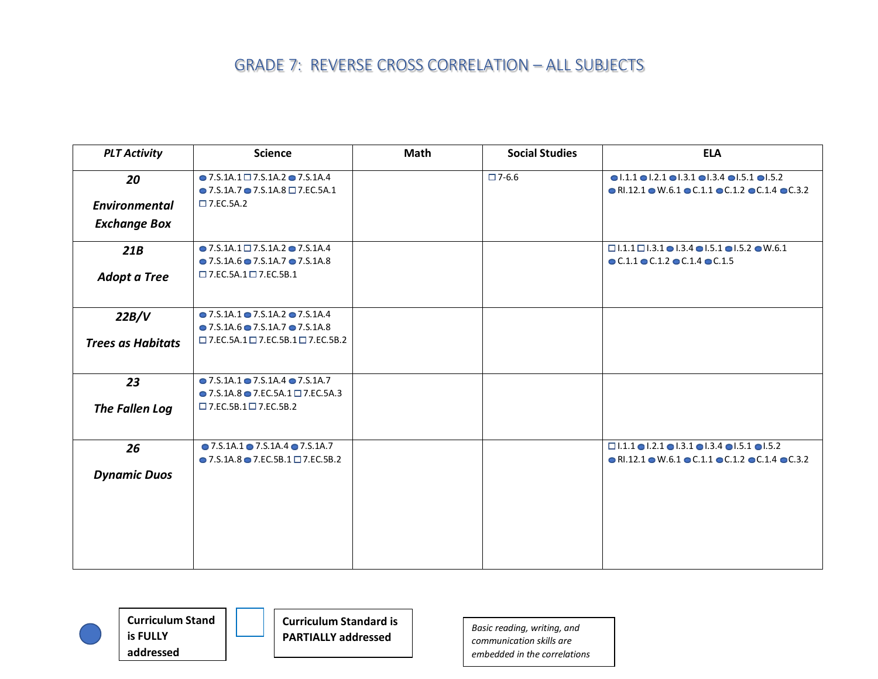# GRADE 7: REVERSE CROSS CORRELATION – ALL SUBJECTS

| *PLT Activity* | Science | Math | Social Studies | ELA |
|---|---|---|---|---|
| ***20*** ***Environmental Exchange Box*** | ● 7.S.1A.1 □ 7.S.1A.2 ● 7.S.1A.4 ● 7.S.1A.7 ● 7.S.1A.8 □ 7.EC.5A.1 □ 7.EC.5A.2 | | □ 7-6.6 | ● I.1.1 ● I.2.1 ● I.3.1 ● I.3.4 ● I.5.1 ● I.5.2 ● RI.12.1 ● W.6.1 ● C.1.1 ● C.1.2 ● C.1.4 ● C.3.2 |
| ***21B*** ***Adopt a Tree*** | ● 7.S.1A.1 □ 7.S.1A.2 ● 7.S.1A.4 ● 7.S.1A.6 ● 7.S.1A.7 ● 7.S.1A.8 □ 7.EC.5A.1 □ 7.EC.5B.1 | | | □ I.1.1 □ I.3.1 ● I.3.4 ● I.5.1 ● I.5.2 ● W.6.1 ● C.1.1 ● C.1.2 ● C.1.4 ● C.1.5 |
| ***22B/V*** ***Trees as Habitats*** | ● 7.S.1A.1 ● 7.S.1A.2 ● 7.S.1A.4 ● 7.S.1A.6 ● 7.S.1A.7 ● 7.S.1A.8 □ 7.EC.5A.1 □ 7.EC.5B.1 □ 7.EC.5B.2 | | | |
| ***23*** ***The Fallen Log*** | ● 7.S.1A.1 ● 7.S.1A.4 ● 7.S.1A.7 ● 7.S.1A.8 ● 7.EC.5A.1 □ 7.EC.5A.3 □ 7.EC.5B.1 □ 7.EC.5B.2 | | | |
| ***26*** ***Dynamic Duos*** | ● 7.S.1A.1 ● 7.S.1A.4 ● 7.S.1A.7 ● 7.S.1A.8 ● 7.EC.5B.1 □ 7.EC.5B.2 | | | □ I.1.1 ● I.2.1 ● I.3.1 ● I.3.4 ● I.5.1 ● I.5.2 ● RI.12.1 ● W.6.1 ● C.1.1 ● C.1.2 ● C.1.4 ● C.3.2 |

● **Curriculum Stand is FULLY addressed**

□ **Curriculum Standard is PARTIALLY addressed**

*Basic reading, writing, and communication skills are embedded in the correlations*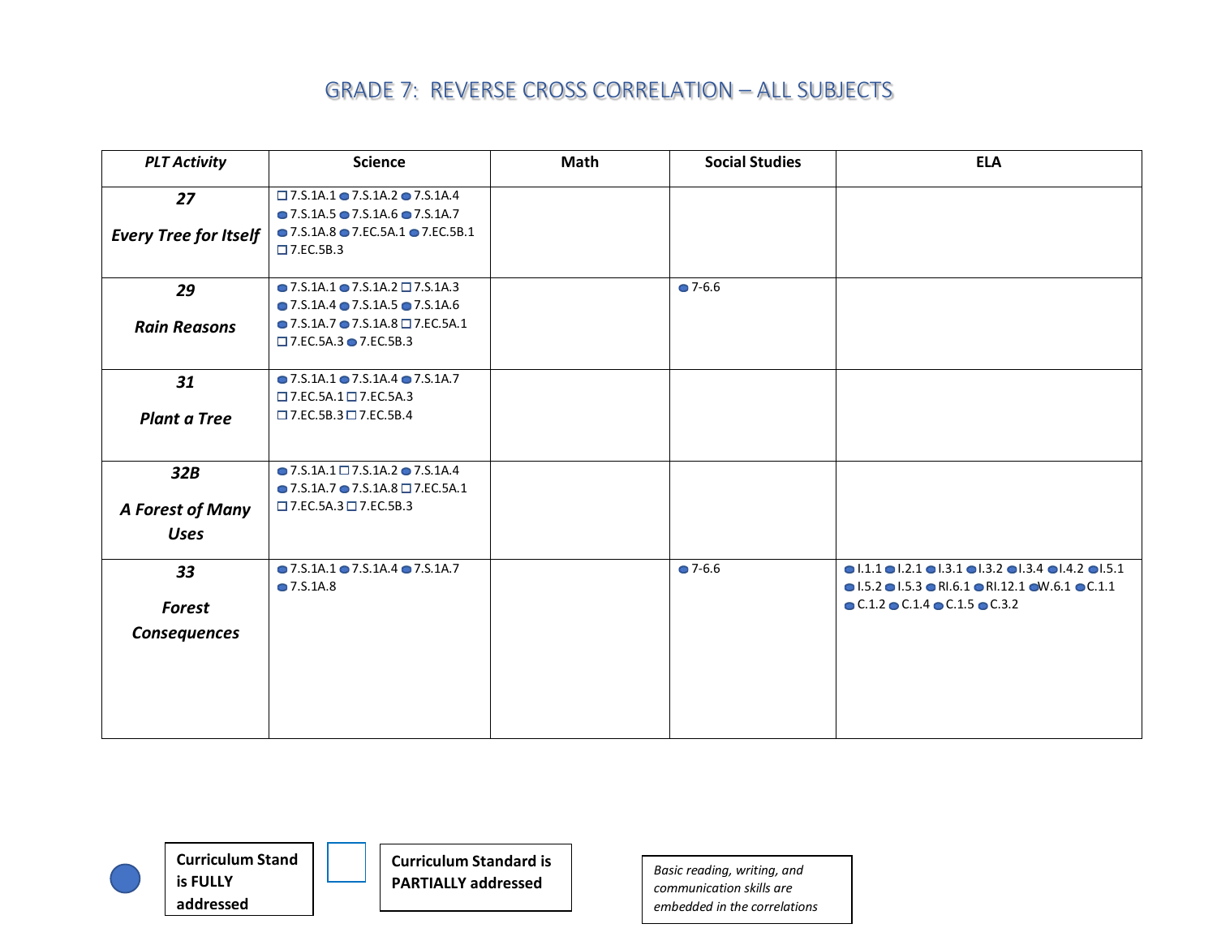# GRADE 7: REVERSE CROSS CORRELATION – ALL SUBJECTS

| *PLT Activity* | Science | Math | Social Studies | ELA |
|---|---|---|---|---|
| ***27*** ***Every Tree for Itself*** | ☐ 7.S.1A.1 ● 7.S.1A.2 ● 7.S.1A.4 ● 7.S.1A.5 ● 7.S.1A.6 ● 7.S.1A.7 ● 7.S.1A.8 ● 7.EC.5A.1 ● 7.EC.5B.1 ☐ 7.EC.5B.3 | | | |
| ***29*** ***Rain Reasons*** | ● 7.S.1A.1 ● 7.S.1A.2 ☐ 7.S.1A.3 ● 7.S.1A.4 ● 7.S.1A.5 ● 7.S.1A.6 ● 7.S.1A.7 ● 7.S.1A.8 ☐ 7.EC.5A.1 ☐ 7.EC.5A.3 ● 7.EC.5B.3 | | ● 7-6.6 | |
| ***31*** ***Plant a Tree*** | ● 7.S.1A.1 ● 7.S.1A.4 ● 7.S.1A.7 ☐ 7.EC.5A.1 ☐ 7.EC.5A.3 ☐ 7.EC.5B.3 ☐ 7.EC.5B.4 | | | |
| ***32B*** ***A Forest of Many Uses*** | ● 7.S.1A.1 ☐ 7.S.1A.2 ● 7.S.1A.4 ● 7.S.1A.7 ● 7.S.1A.8 ☐ 7.EC.5A.1 ☐ 7.EC.5A.3 ☐ 7.EC.5B.3 | | | |
| ***33*** ***Forest Consequences*** | ● 7.S.1A.1 ● 7.S.1A.4 ● 7.S.1A.7 ● 7.S.1A.8 | | ● 7-6.6 | ● I.1.1 ● I.2.1 ● I.3.1 ● I.3.2 ● I.3.4 ● I.4.2 ● I.5.1 ● I.5.2 ● I.5.3 ● RI.6.1 ● RI.12.1 ● W.6.1 ● C.1.1 ● C.1.2 ● C.1.4 ● C.1.5 ● C.3.2 |

● **Curriculum Stand is FULLY addressed**

☐ **Curriculum Standard is PARTIALLY addressed**

*Basic reading, writing, and communication skills are embedded in the correlations*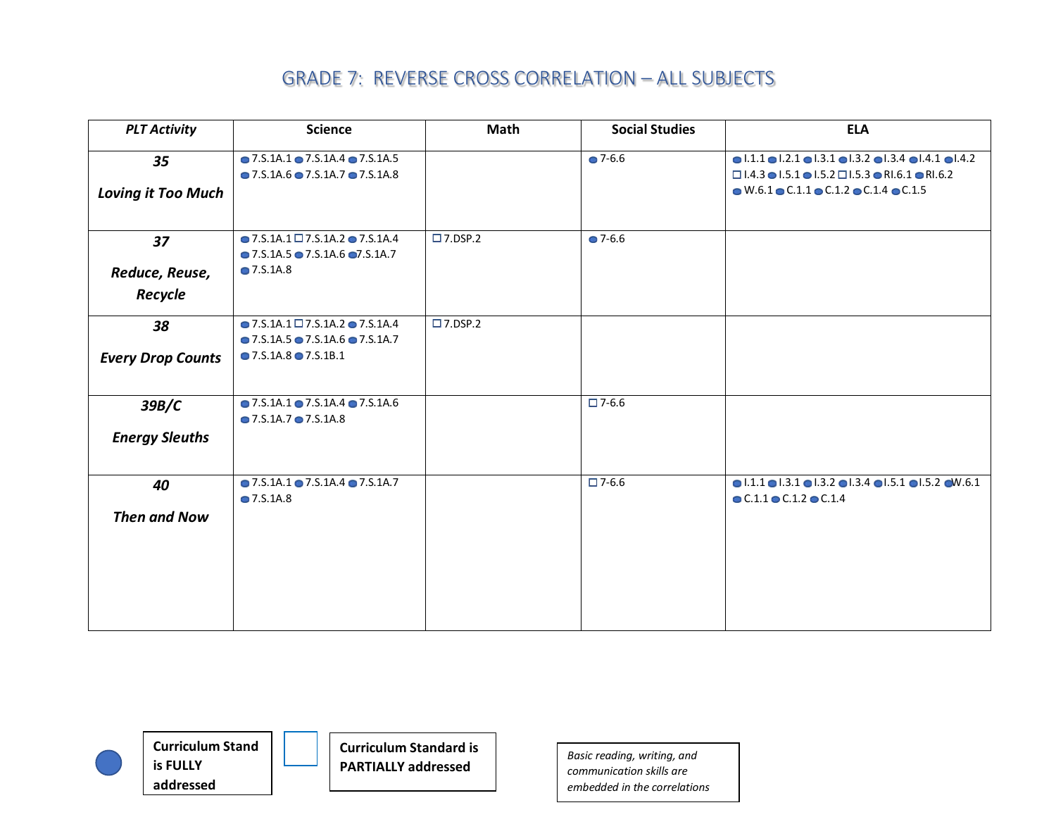# GRADE 7: REVERSE CROSS CORRELATION – ALL SUBJECTS

| *PLT Activity* | Science | Math | Social Studies | ELA |
|---|---|---|---|---|
| ***35*** ***Loving it Too Much*** | ● 7.S.1A.1 ● 7.S.1A.4 ● 7.S.1A.5 ● 7.S.1A.6 ● 7.S.1A.7 ● 7.S.1A.8 | | ● 7-6.6 | ● I.1.1 ● I.2.1 ● I.3.1 ● I.3.2 ● I.3.4 ● I.4.1 ● I.4.2 ☐ I.4.3 ● I.5.1 ● I.5.2 ☐ I.5.3 ● RI.6.1 ● RI.6.2 ● W.6.1 ● C.1.1 ● C.1.2 ● C.1.4 ● C.1.5 |
| ***37*** ***Reduce, Reuse, Recycle*** | ● 7.S.1A.1 ☐ 7.S.1A.2 ● 7.S.1A.4 ● 7.S.1A.5 ● 7.S.1A.6 ● 7.S.1A.7 ● 7.S.1A.8 | ☐ 7.DSP.2 | ● 7-6.6 | |
| ***38*** ***Every Drop Counts*** | ● 7.S.1A.1 ☐ 7.S.1A.2 ● 7.S.1A.4 ● 7.S.1A.5 ● 7.S.1A.6 ● 7.S.1A.7 ● 7.S.1A.8 ● 7.S.1B.1 | ☐ 7.DSP.2 | | |
| ***39B/C*** ***Energy Sleuths*** | ● 7.S.1A.1 ● 7.S.1A.4 ● 7.S.1A.6 ● 7.S.1A.7 ● 7.S.1A.8 | | ☐ 7-6.6 | |
| ***40*** ***Then and Now*** | ● 7.S.1A.1 ● 7.S.1A.4 ● 7.S.1A.7 ● 7.S.1A.8 | | ☐ 7-6.6 | ● I.1.1 ● I.3.1 ● I.3.2 ● I.3.4 ● I.5.1 ● I.5.2 ● W.6.1 ● C.1.1 ● C.1.2 ● C.1.4 |

● **Curriculum Stand is FULLY addressed**

☐ **Curriculum Standard is PARTIALLY addressed**

*Basic reading, writing, and communication skills are embedded in the correlations*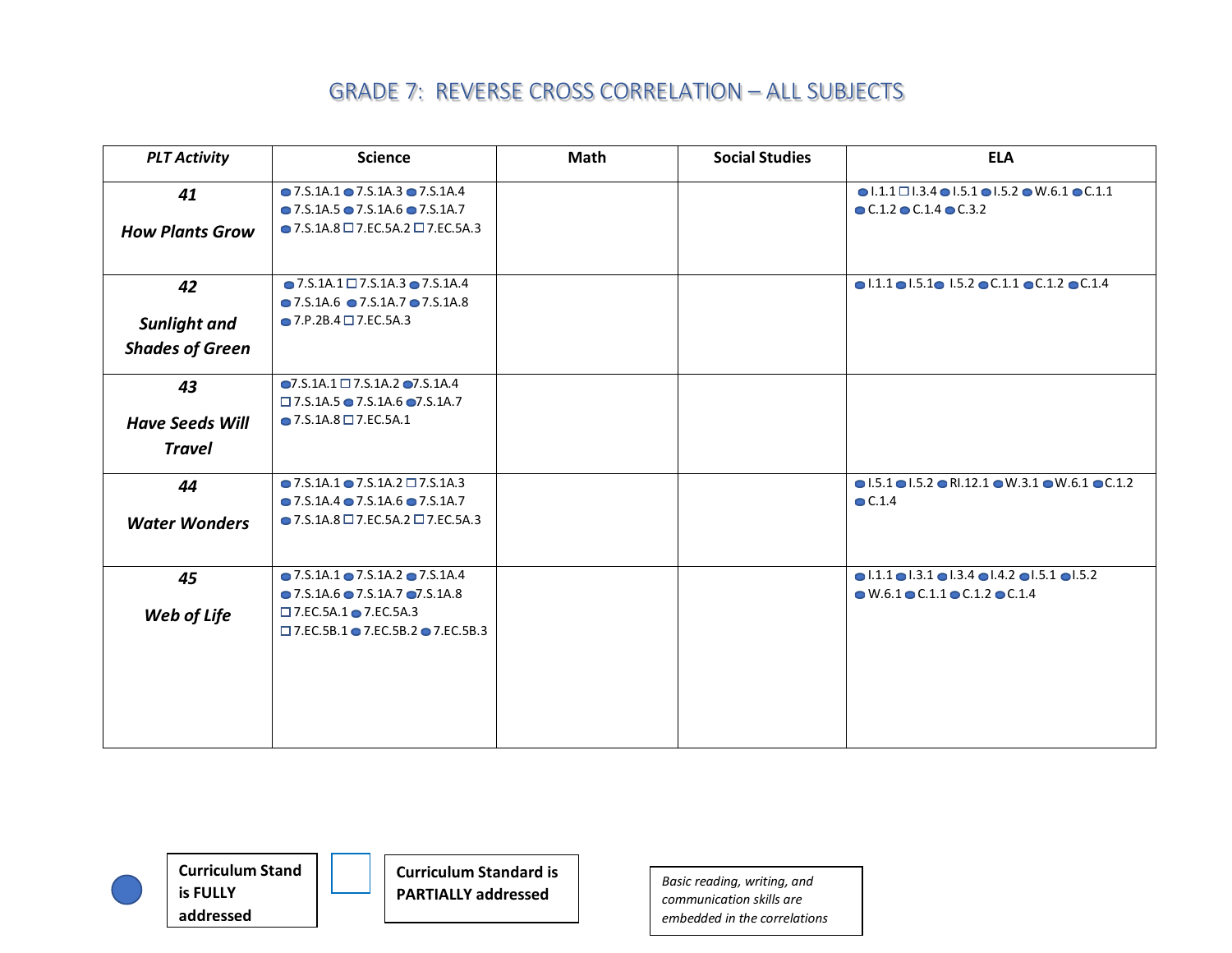# GRADE 7: REVERSE CROSS CORRELATION – ALL SUBJECTS

| PLT Activity | Science | Math | Social Studies | ELA |
|---|---|---|---|---|
| **41** *How Plants Grow* | ● 7.S.1A.1 ● 7.S.1A.3 ● 7.S.1A.4 ● 7.S.1A.5 ● 7.S.1A.6 ● 7.S.1A.7 ● 7.S.1A.8 ☐ 7.EC.5A.2 ☐ 7.EC.5A.3 | | | ● I.1.1 ☐ I.3.4 ● I.5.1 ● I.5.2 ● W.6.1 ● C.1.1 ● C.1.2 ● C.1.4 ● C.3.2 |
| **42** *Sunlight and Shades of Green* | ● 7.S.1A.1 ☐ 7.S.1A.3 ● 7.S.1A.4 ● 7.S.1A.6 ● 7.S.1A.7 ● 7.S.1A.8 ● 7.P.2B.4 ☐ 7.EC.5A.3 | | | ● I.1.1 ● I.5.1 ● I.5.2 ● C.1.1 ● C.1.2 ● C.1.4 |
| **43** *Have Seeds Will Travel* | ● 7.S.1A.1 ☐ 7.S.1A.2 ● 7.S.1A.4 ☐ 7.S.1A.5 ● 7.S.1A.6 ● 7.S.1A.7 ● 7.S.1A.8 ☐ 7.EC.5A.1 | | | |
| **44** *Water Wonders* | ● 7.S.1A.1 ● 7.S.1A.2 ☐ 7.S.1A.3 ● 7.S.1A.4 ● 7.S.1A.6 ● 7.S.1A.7 ● 7.S.1A.8 ☐ 7.EC.5A.2 ☐ 7.EC.5A.3 | | | ● I.5.1 ● I.5.2 ● RI.12.1 ● W.3.1 ● W.6.1 ● C.1.2 ● C.1.4 |
| **45** *Web of Life* | ● 7.S.1A.1 ● 7.S.1A.2 ● 7.S.1A.4 ● 7.S.1A.6 ● 7.S.1A.7 ● 7.S.1A.8 ☐ 7.EC.5A.1 ● 7.EC.5A.3 ☐ 7.EC.5B.1 ● 7.EC.5B.2 ● 7.EC.5B.3 | | | ● I.1.1 ● I.3.1 ● I.3.4 ● I.4.2 ● I.5.1 ● I.5.2 ● W.6.1 ● C.1.1 ● C.1.2 ● C.1.4 |

● **Curriculum Stand is FULLY addressed**

☐ **Curriculum Standard is PARTIALLY addressed**

*Basic reading, writing, and communication skills are embedded in the correlations*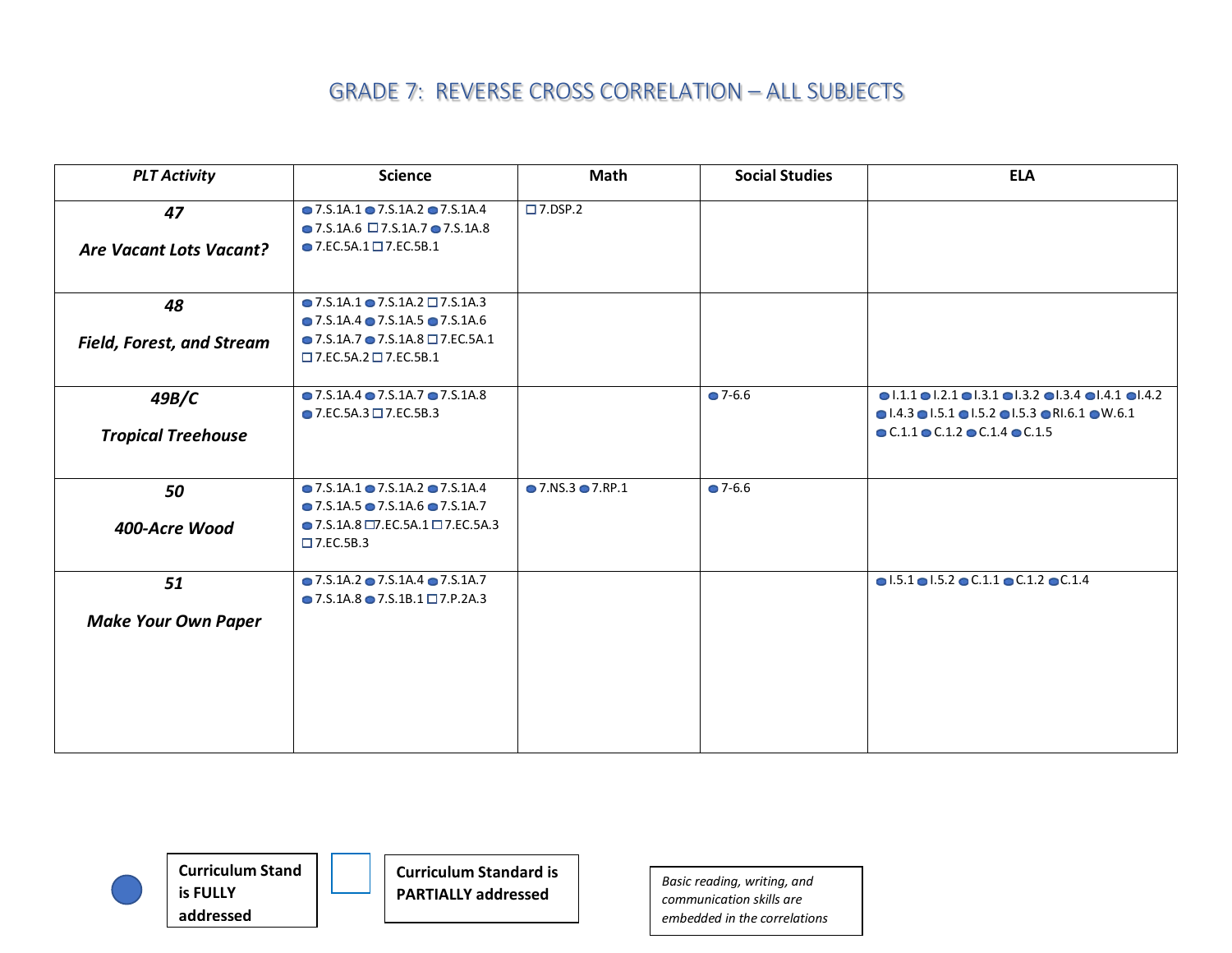# GRADE 7: REVERSE CROSS CORRELATION – ALL SUBJECTS

| *PLT Activity* | Science | Math | Social Studies | ELA |
|---|---|---|---|---|
| ***47*** ***Are Vacant Lots Vacant?*** | ● 7.S.1A.1 ● 7.S.1A.2 ● 7.S.1A.4 ● 7.S.1A.6 ☐ 7.S.1A.7 ● 7.S.1A.8 ● 7.EC.5A.1 ☐ 7.EC.5B.1 | ☐ 7.DSP.2 | | |
| ***48*** ***Field, Forest, and Stream*** | ● 7.S.1A.1 ● 7.S.1A.2 ☐ 7.S.1A.3 ● 7.S.1A.4 ● 7.S.1A.5 ● 7.S.1A.6 ● 7.S.1A.7 ● 7.S.1A.8 ☐ 7.EC.5A.1 ☐ 7.EC.5A.2 ☐ 7.EC.5B.1 | | | |
| ***49B/C*** ***Tropical Treehouse*** | ● 7.S.1A.4 ● 7.S.1A.7 ● 7.S.1A.8 ● 7.EC.5A.3 ☐ 7.EC.5B.3 | | ● 7-6.6 | ● I.1.1 ● I.2.1 ● I.3.1 ● I.3.2 ● I.3.4 ● I.4.1 ● I.4.2 ● I.4.3 ● I.5.1 ● I.5.2 ● I.5.3 ● RI.6.1 ● W.6.1 ● C.1.1 ● C.1.2 ● C.1.4 ● C.1.5 |
| ***50*** ***400-Acre Wood*** | ● 7.S.1A.1 ● 7.S.1A.2 ● 7.S.1A.4 ● 7.S.1A.5 ● 7.S.1A.6 ● 7.S.1A.7 ● 7.S.1A.8 ☐ 7.EC.5A.1 ☐ 7.EC.5A.3 ☐ 7.EC.5B.3 | ● 7.NS.3 ● 7.RP.1 | ● 7-6.6 | |
| ***51*** ***Make Your Own Paper*** | ● 7.S.1A.2 ● 7.S.1A.4 ● 7.S.1A.7 ● 7.S.1A.8 ● 7.S.1B.1 ☐ 7.P.2A.3 | | | ● I.5.1 ● I.5.2 ● C.1.1 ● C.1.2 ● C.1.4 |

● **Curriculum Stand is FULLY addressed**

☐ **Curriculum Standard is PARTIALLY addressed**

*Basic reading, writing, and communication skills are embedded in the correlations*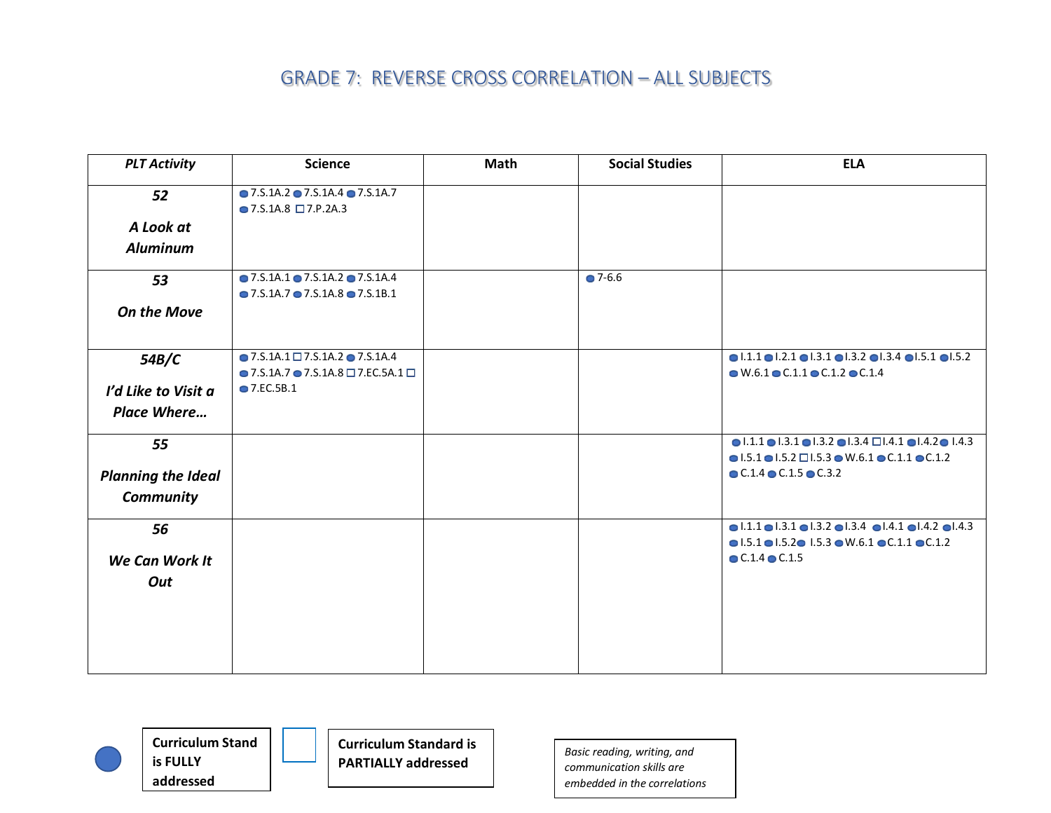# GRADE 7: REVERSE CROSS CORRELATION – ALL SUBJECTS

| *PLT Activity* | Science | Math | Social Studies | ELA |
|---|---|---|---|---|
| ***52*** ***A Look at Aluminum*** | ● 7.S.1A.2 ● 7.S.1A.4 ● 7.S.1A.7 ● 7.S.1A.8 ☐ 7.P.2A.3 | | | |
| ***53*** ***On the Move*** | ● 7.S.1A.1 ● 7.S.1A.2 ● 7.S.1A.4 ● 7.S.1A.7 ● 7.S.1A.8 ● 7.S.1B.1 | | ● 7-6.6 | |
| ***54B/C*** ***I'd Like to Visit a Place Where…*** | ● 7.S.1A.1 ☐ 7.S.1A.2 ● 7.S.1A.4 ● 7.S.1A.7 ● 7.S.1A.8 ☐ 7.EC.5A.1 ☐ ● 7.EC.5B.1 | | | ● I.1.1 ● I.2.1 ● I.3.1 ● I.3.2 ● I.3.4 ● I.5.1 ● I.5.2 ● W.6.1 ● C.1.1 ● C.1.2 ● C.1.4 |
| ***55*** ***Planning the Ideal Community*** | | | | ● I.1.1 ● I.3.1 ● I.3.2 ● I.3.4 ☐ I.4.1 ● I.4.2 ● I.4.3 ● I.5.1 ● I.5.2 ☐ I.5.3 ● W.6.1 ● C.1.1 ● C.1.2 ● C.1.4 ● C.1.5 ● C.3.2 |
| ***56*** ***We Can Work It Out*** | | | | ● I.1.1 ● I.3.1 ● I.3.2 ● I.3.4 ● I.4.1 ● I.4.2 ● I.4.3 ● I.5.1 ● I.5.2 ● I.5.3 ● W.6.1 ● C.1.1 ● C.1.2 ● C.1.4 ● C.1.5 |

● **Curriculum Stand is FULLY addressed**

☐ **Curriculum Standard is PARTIALLY addressed**

*Basic reading, writing, and communication skills are embedded in the correlations*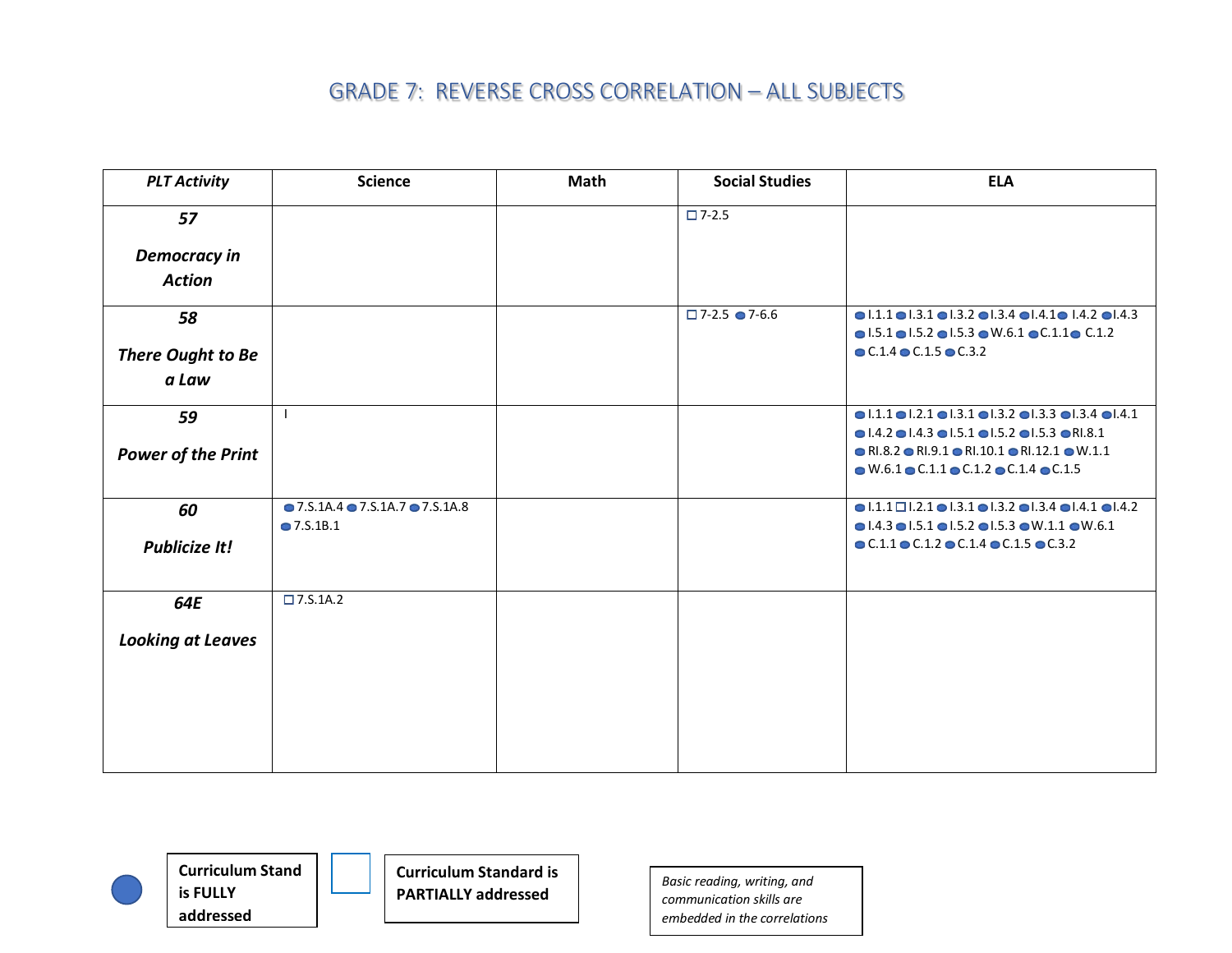# GRADE 7: REVERSE CROSS CORRELATION – ALL SUBJECTS

| *PLT Activity* | Science | Math | Social Studies | ELA |
|---|---|---|---|---|
| ***57*** ***Democracy in Action*** | | | □ 7-2.5 | |
| ***58*** ***There Ought to Be a Law*** | | | □ 7-2.5 ● 7-6.6 | ● I.1.1 ● I.3.1 ● I.3.2 ● I.3.4 ● I.4.1 ● I.4.2 ● I.4.3 ● I.5.1 ● I.5.2 ● I.5.3 ● W.6.1 ● C.1.1 ● C.1.2 ● C.1.4 ● C.1.5 ● C.3.2 |
| ***59*** ***Power of the Print*** | I | | | ● I.1.1 ● I.2.1 ● I.3.1 ● I.3.2 ● I.3.3 ● I.3.4 ● I.4.1 ● I.4.2 ● I.4.3 ● I.5.1 ● I.5.2 ● I.5.3 ● RI.8.1 ● RI.8.2 ● RI.9.1 ● RI.10.1 ● RI.12.1 ● W.1.1 ● W.6.1 ● C.1.1 ● C.1.2 ● C.1.4 ● C.1.5 |
| ***60*** ***Publicize It!*** | ● 7.S.1A.4 ● 7.S.1A.7 ● 7.S.1A.8 ● 7.S.1B.1 | | | ● I.1.1 □ I.2.1 ● I.3.1 ● I.3.2 ● I.3.4 ● I.4.1 ● I.4.2 ● I.4.3 ● I.5.1 ● I.5.2 ● I.5.3 ● W.1.1 ● W.6.1 ● C.1.1 ● C.1.2 ● C.1.4 ● C.1.5 ● C.3.2 |
| ***64E*** ***Looking at Leaves*** | □ 7.S.1A.2 | | | |

● **Curriculum Stand is FULLY addressed**

□ **Curriculum Standard is PARTIALLY addressed**

*Basic reading, writing, and communication skills are embedded in the correlations*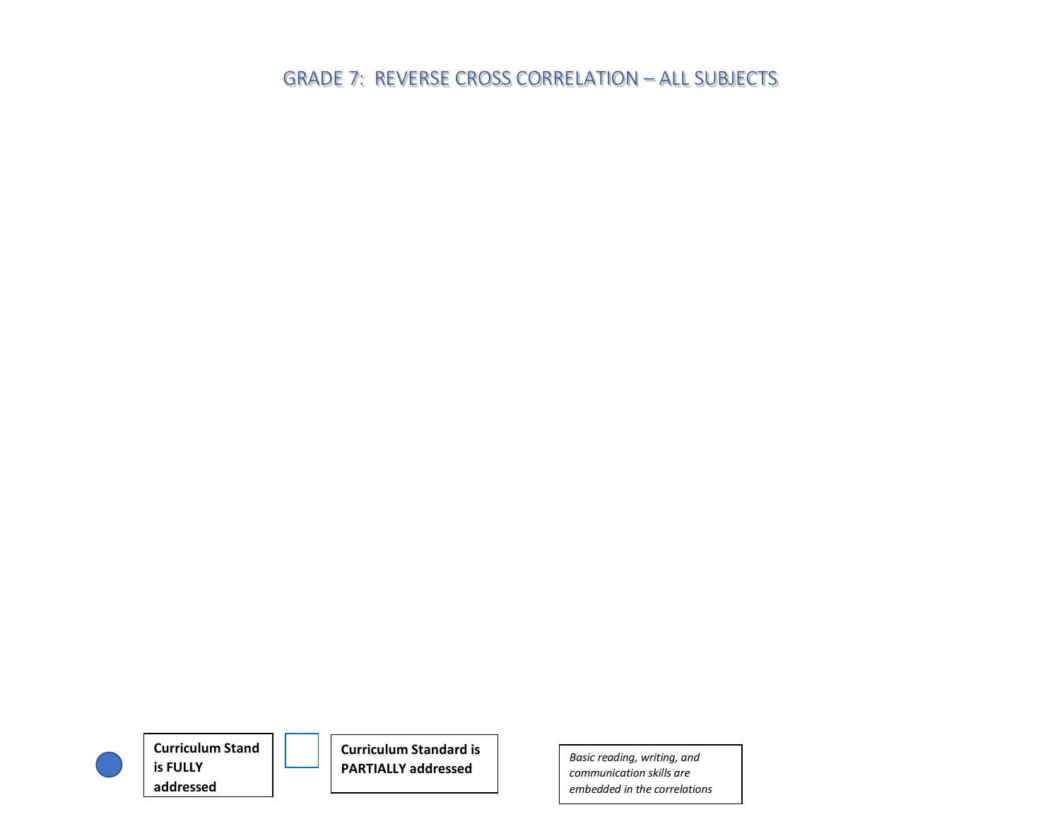# GRADE 7: REVERSE CROSS CORRELATION – ALL SUBJECTS

**Curriculum Stand is FULLY addressed**

**Curriculum Standard is PARTIALLY addressed**

*Basic reading, writing, and communication skills are embedded in the correlations*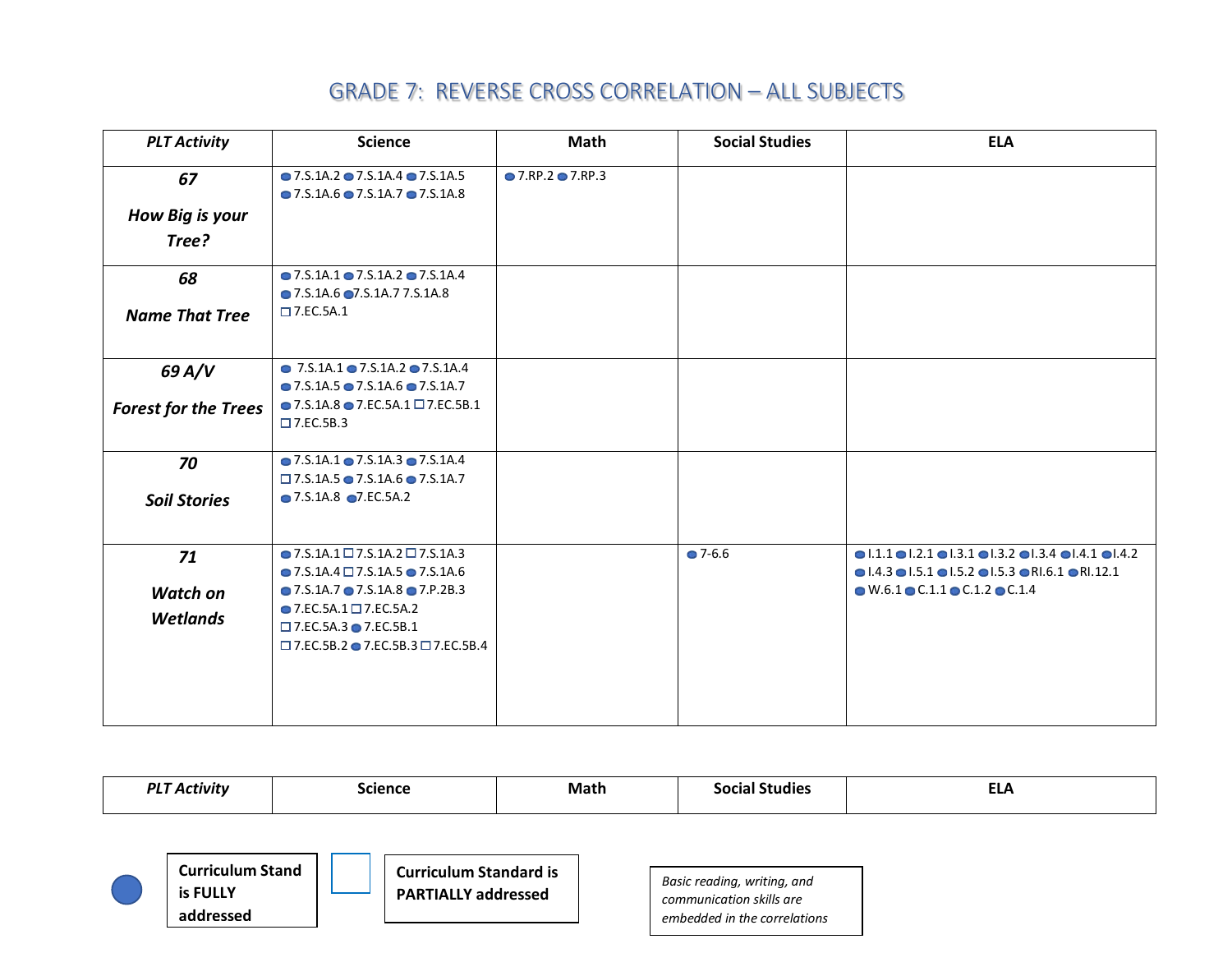# GRADE 7: REVERSE CROSS CORRELATION – ALL SUBJECTS

| PLT Activity | Science | Math | Social Studies | ELA |
|---|---|---|---|---|
| ***67*** ***How Big is your Tree?*** | ● 7.S.1A.2 ● 7.S.1A.4 ● 7.S.1A.5 ● 7.S.1A.6 ● 7.S.1A.7 ● 7.S.1A.8 | ● 7.RP.2 ● 7.RP.3 | | |
| ***68*** ***Name That Tree*** | ● 7.S.1A.1 ● 7.S.1A.2 ● 7.S.1A.4 ● 7.S.1A.6 ● 7.S.1A.7 7.S.1A.8 □ 7.EC.5A.1 | | | |
| ***69 A/V*** ***Forest for the Trees*** | ● 7.S.1A.1 ● 7.S.1A.2 ● 7.S.1A.4 ● 7.S.1A.5 ● 7.S.1A.6 ● 7.S.1A.7 ● 7.S.1A.8 ● 7.EC.5A.1 □ 7.EC.5B.1 □ 7.EC.5B.3 | | | |
| ***70*** ***Soil Stories*** | ● 7.S.1A.1 ● 7.S.1A.3 ● 7.S.1A.4 □ 7.S.1A.5 ● 7.S.1A.6 ● 7.S.1A.7 ● 7.S.1A.8 ● 7.EC.5A.2 | | | |
| ***71*** ***Watch on Wetlands*** | ● 7.S.1A.1 □ 7.S.1A.2 □ 7.S.1A.3 ● 7.S.1A.4 □ 7.S.1A.5 ● 7.S.1A.6 ● 7.S.1A.7 ● 7.S.1A.8 ● 7.P.2B.3 ● 7.EC.5A.1 □ 7.EC.5A.2 □ 7.EC.5A.3 ● 7.EC.5B.1 □ 7.EC.5B.2 ● 7.EC.5B.3 □ 7.EC.5B.4 | | ● 7-6.6 | ● I.1.1 ● I.2.1 ● I.3.1 ● I.3.2 ● I.3.4 ● I.4.1 ● I.4.2 ● I.4.3 ● I.5.1 ● I.5.2 ● I.5.3 ● RI.6.1 ● RI.12.1 ● W.6.1 ● C.1.1 ● C.1.2 ● C.1.4 |

| PLT Activity | Science | Math | Social Studies | ELA |
|---|---|---|---|---|

● **Curriculum Stand is FULLY addressed**

□ **Curriculum Standard is PARTIALLY addressed**

*Basic reading, writing, and communication skills are embedded in the correlations*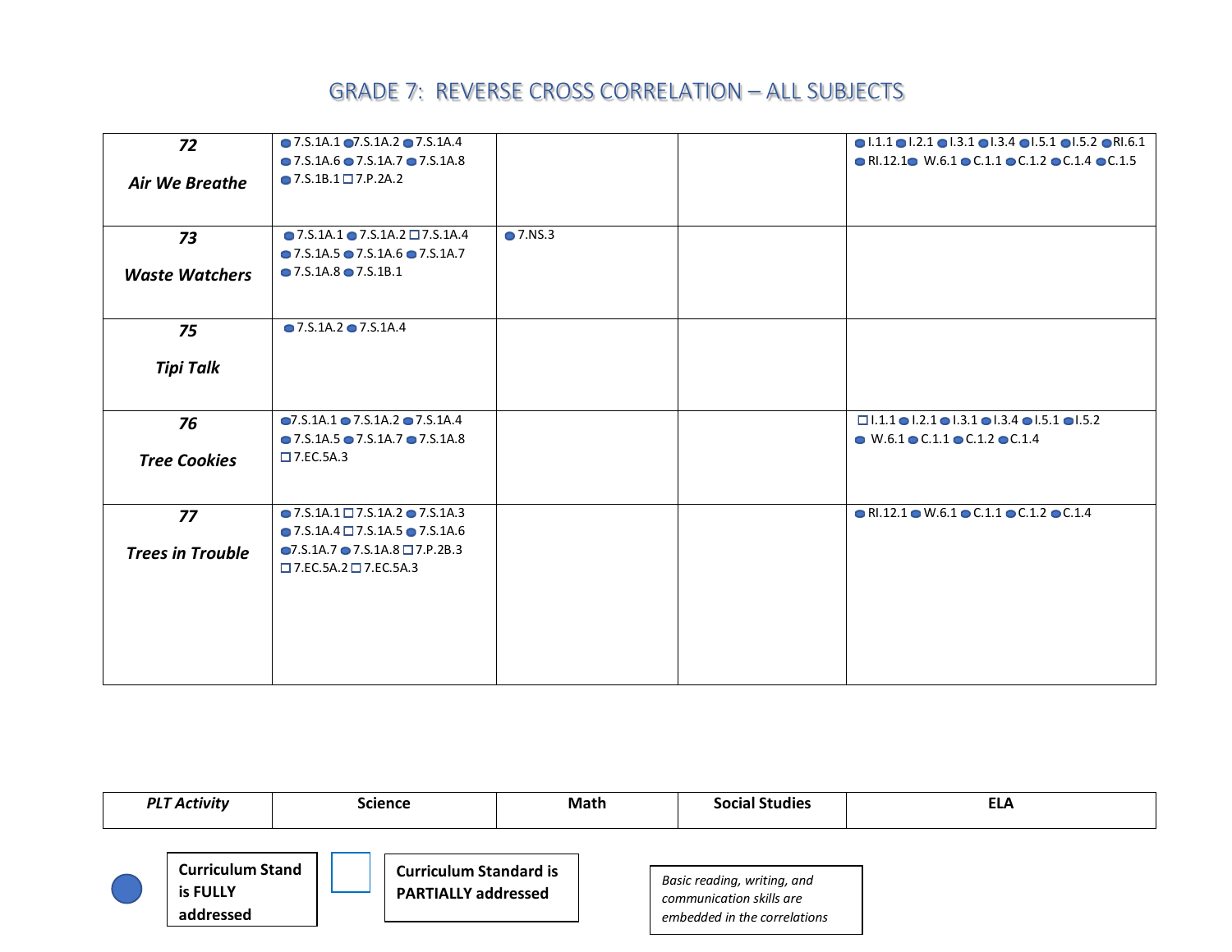# GRADE 7: REVERSE CROSS CORRELATION – ALL SUBJECTS

| PLT Activity | Science | Math | Social Studies | ELA |
|---|---|---|---|---|
| **72** *Air We Breathe* | ● 7.S.1A.1 ● 7.S.1A.2 ● 7.S.1A.4 ● 7.S.1A.6 ● 7.S.1A.7 ● 7.S.1A.8 ● 7.S.1B.1 □ 7.P.2A.2 | | | ● I.1.1 ● I.2.1 ● I.3.1 ● I.3.4 ● I.5.1 ● I.5.2 ● RI.6.1 ● RI.12.1 ● W.6.1 ● C.1.1 ● C.1.2 ● C.1.4 ● C.1.5 |
| **73** *Waste Watchers* | ● 7.S.1A.1 ● 7.S.1A.2 □ 7.S.1A.4 ● 7.S.1A.5 ● 7.S.1A.6 ● 7.S.1A.7 ● 7.S.1A.8 ● 7.S.1B.1 | ● 7.NS.3 | | |
| **75** *Tipi Talk* | ● 7.S.1A.2 ● 7.S.1A.4 | | | |
| **76** *Tree Cookies* | ● 7.S.1A.1 ● 7.S.1A.2 ● 7.S.1A.4 ● 7.S.1A.5 ● 7.S.1A.7 ● 7.S.1A.8 □ 7.EC.5A.3 | | | □ I.1.1 ● I.2.1 ● I.3.1 ● I.3.4 ● I.5.1 ● I.5.2 ● W.6.1 ● C.1.1 ● C.1.2 ● C.1.4 |
| **77** *Trees in Trouble* | ● 7.S.1A.1 □ 7.S.1A.2 ● 7.S.1A.3 ● 7.S.1A.4 □ 7.S.1A.5 ● 7.S.1A.6 ● 7.S.1A.7 ● 7.S.1A.8 □ 7.P.2B.3 □ 7.EC.5A.2 □ 7.EC.5A.3 | | | ● RI.12.1 ● W.6.1 ● C.1.1 ● C.1.2 ● C.1.4 |

● **Curriculum Standard is FULLY addressed**

□ **Curriculum Standard is PARTIALLY addressed**

*Basic reading, writing, and communication skills are embedded in the correlations*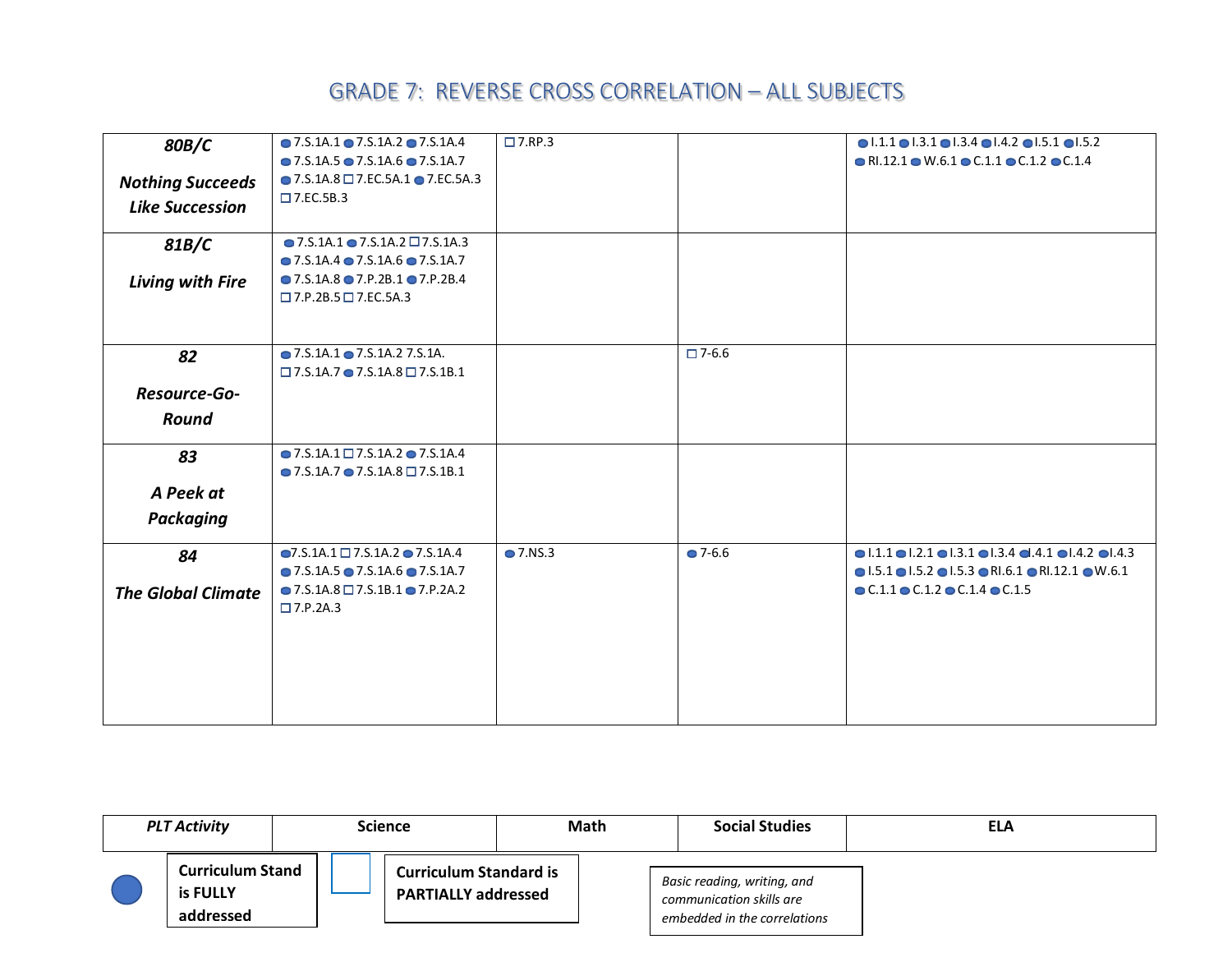# GRADE 7: REVERSE CROSS CORRELATION – ALL SUBJECTS

| PLT Activity | Science | Math | Social Studies | ELA |
|---|---|---|---|---|
| ***80B/C*** ***Nothing Succeeds Like Succession*** | ● 7.S.1A.1 ● 7.S.1A.2 ● 7.S.1A.4 ● 7.S.1A.5 ● 7.S.1A.6 ● 7.S.1A.7 ● 7.S.1A.8 ☐ 7.EC.5A.1 ● 7.EC.5A.3 ☐ 7.EC.5B.3 | ☐ 7.RP.3 | | ● I.1.1 ● I.3.1 ● I.3.4 ● I.4.2 ● I.5.1 ● I.5.2 ● RI.12.1 ● W.6.1 ● C.1.1 ● C.1.2 ● C.1.4 |
| ***81B/C*** ***Living with Fire*** | ● 7.S.1A.1 ● 7.S.1A.2 ☐ 7.S.1A.3 ● 7.S.1A.4 ● 7.S.1A.6 ● 7.S.1A.7 ● 7.S.1A.8 ● 7.P.2B.1 ● 7.P.2B.4 ☐ 7.P.2B.5 ☐ 7.EC.5A.3 | | | |
| ***82*** ***Resource-Go-Round*** | ● 7.S.1A.1 ● 7.S.1A.2 7.S.1A. ☐ 7.S.1A.7 ● 7.S.1A.8 ☐ 7.S.1B.1 | | ☐ 7-6.6 | |
| ***83*** ***A Peek at Packaging*** | ● 7.S.1A.1 ☐ 7.S.1A.2 ● 7.S.1A.4 ● 7.S.1A.7 ● 7.S.1A.8 ☐ 7.S.1B.1 | | | |
| ***84*** ***The Global Climate*** | ● 7.S.1A.1 ☐ 7.S.1A.2 ● 7.S.1A.4 ● 7.S.1A.5 ● 7.S.1A.6 ● 7.S.1A.7 ● 7.S.1A.8 ☐ 7.S.1B.1 ● 7.P.2A.2 ☐ 7.P.2A.3 | ● 7.NS.3 | ● 7-6.6 | ● I.1.1 ● I.2.1 ● I.3.1 ● I.3.4 ● I.4.1 ● I.4.2 ● I.4.3 ● I.5.1 ● I.5.2 ● I.5.3 ● RI.6.1 ● RI.12.1 ● W.6.1 ● C.1.1 ● C.1.2 ● C.1.4 ● C.1.5 |

● **Curriculum Stand is FULLY addressed**

☐ **Curriculum Standard is PARTIALLY addressed**

*Basic reading, writing, and communication skills are embedded in the correlations*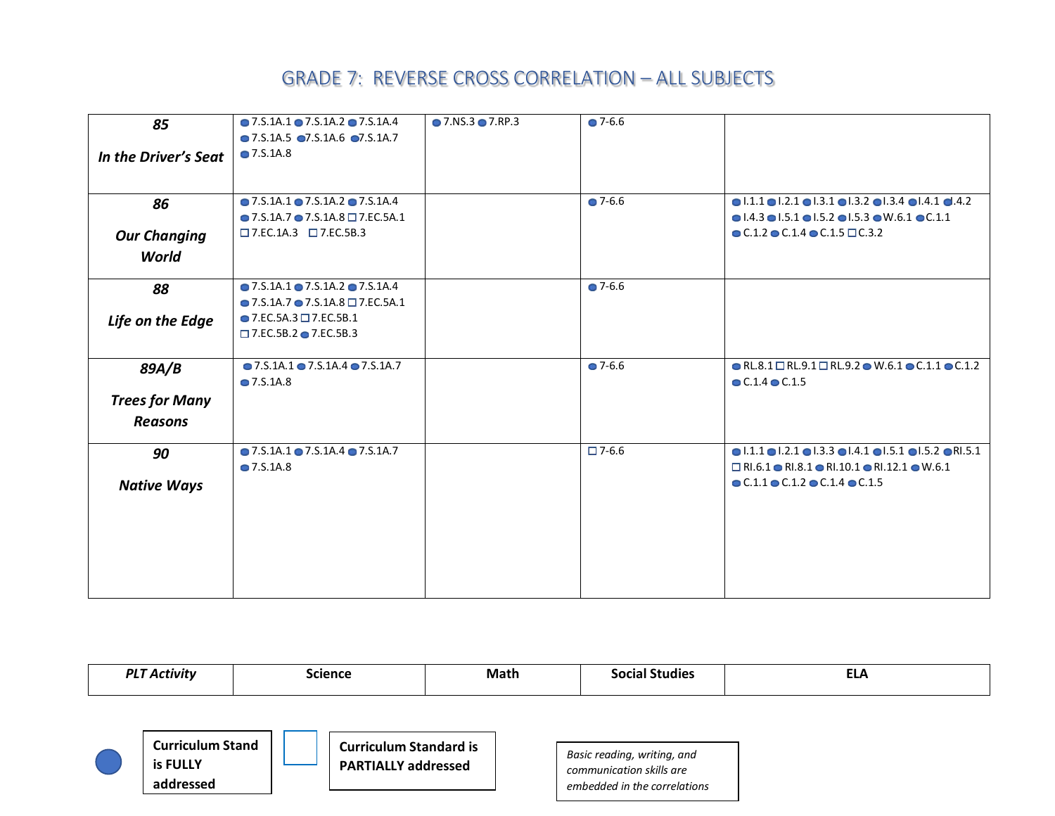# GRADE 7: REVERSE CROSS CORRELATION – ALL SUBJECTS

| PLT Activity | Science | Math | Social Studies | ELA |
|---|---|---|---|---|
| ***85*** ***In the Driver's Seat*** | ● 7.S.1A.1 ● 7.S.1A.2 ● 7.S.1A.4 ● 7.S.1A.5 ● 7.S.1A.6 ● 7.S.1A.7 ● 7.S.1A.8 | ● 7.NS.3 ● 7.RP.3 | ● 7-6.6 | |
| ***86*** ***Our Changing World*** | ● 7.S.1A.1 ● 7.S.1A.2 ● 7.S.1A.4 ● 7.S.1A.7 ● 7.S.1A.8 □ 7.EC.5A.1 □ 7.EC.1A.3 □ 7.EC.5B.3 | | ● 7-6.6 | ● I.1.1 ● I.2.1 ● I.3.1 ● I.3.2 ● I.3.4 ● I.4.1 ● I.4.2 ● I.4.3 ● I.5.1 ● I.5.2 ● I.5.3 ● W.6.1 ● C.1.1 ● C.1.2 ● C.1.4 ● C.1.5 □ C.3.2 |
| ***88*** ***Life on the Edge*** | ● 7.S.1A.1 ● 7.S.1A.2 ● 7.S.1A.4 ● 7.S.1A.7 ● 7.S.1A.8 □ 7.EC.5A.1 ● 7.EC.5A.3 □ 7.EC.5B.1 □ 7.EC.5B.2 ● 7.EC.5B.3 | | ● 7-6.6 | |
| ***89A/B*** ***Trees for Many Reasons*** | ● 7.S.1A.1 ● 7.S.1A.4 ● 7.S.1A.7 ● 7.S.1A.8 | | ● 7-6.6 | ● RL.8.1 □ RL.9.1 □ RL.9.2 ● W.6.1 ● C.1.1 ● C.1.2 ● C.1.4 ● C.1.5 |
| ***90*** ***Native Ways*** | ● 7.S.1A.1 ● 7.S.1A.4 ● 7.S.1A.7 ● 7.S.1A.8 | | □ 7-6.6 | ● I.1.1 ● I.2.1 ● I.3.3 ● I.4.1 ● I.5.1 ● I.5.2 ● RI.5.1 □ RI.6.1 ● RI.8.1 ● RI.10.1 ● RI.12.1 ● W.6.1 ● C.1.1 ● C.1.2 ● C.1.4 ● C.1.5 |

● **Curriculum Stand is FULLY addressed**

□ **Curriculum Standard is PARTIALLY addressed**

*Basic reading, writing, and communication skills are embedded in the correlations*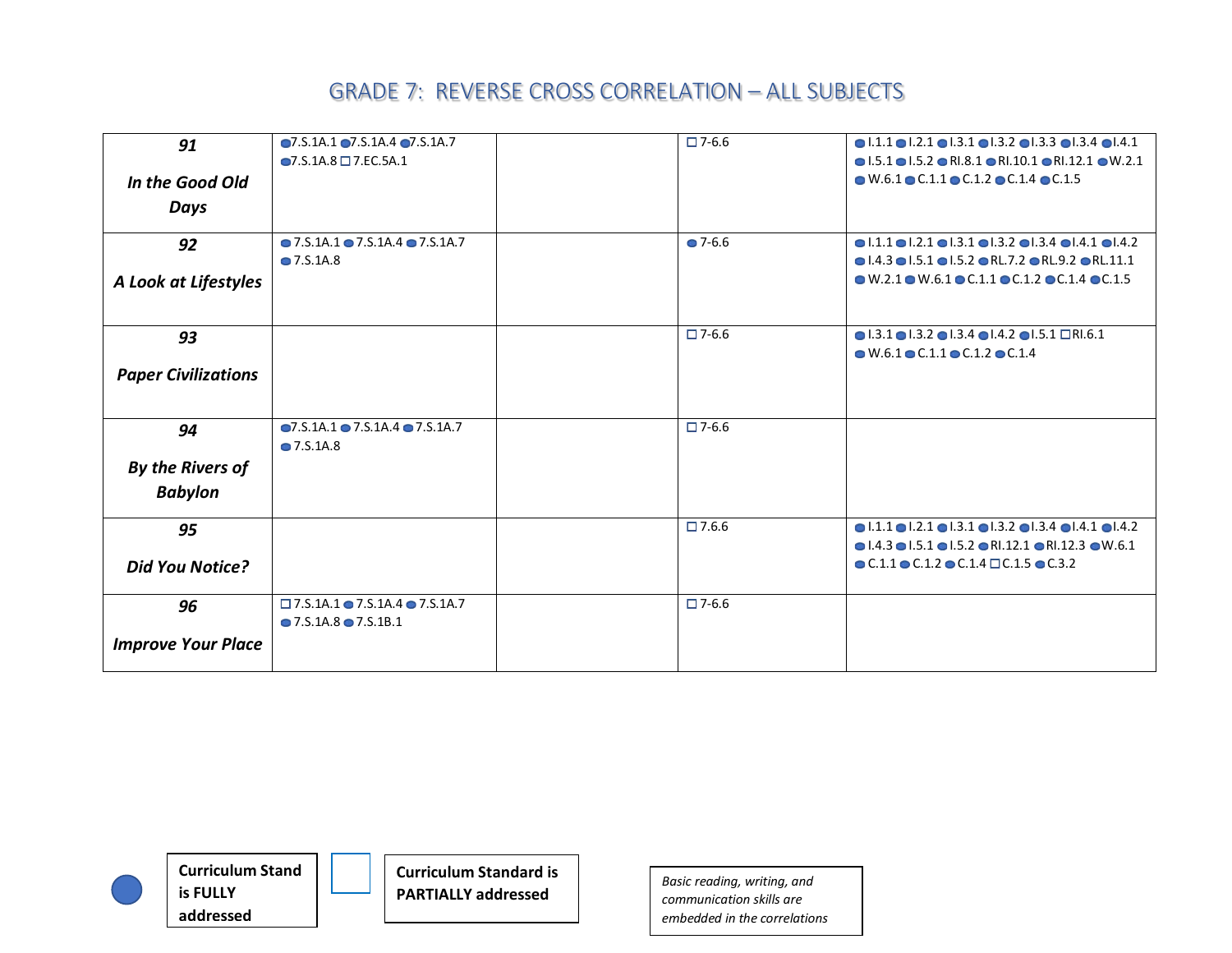# GRADE 7: REVERSE CROSS CORRELATION – ALL SUBJECTS

| | | | | |
|---|---|---|---|---|
| ***91*** ***In the Good Old Days*** | ●7.S.1A.1 ●7.S.1A.4 ●7.S.1A.7 ●7.S.1A.8 ☐7.EC.5A.1 | | ☐7-6.6 | ●I.1.1 ●I.2.1 ●I.3.1 ●I.3.2 ●I.3.3 ●I.3.4 ●I.4.1 ●I.5.1 ●I.5.2 ●RI.8.1 ●RI.10.1 ●RI.12.1 ●W.2.1 ●W.6.1 ●C.1.1 ●C.1.2 ●C.1.4 ●C.1.5 |
| ***92*** ***A Look at Lifestyles*** | ●7.S.1A.1 ●7.S.1A.4 ●7.S.1A.7 ●7.S.1A.8 | | ●7-6.6 | ●I.1.1 ●I.2.1 ●I.3.1 ●I.3.2 ●I.3.4 ●I.4.1 ●I.4.2 ●I.4.3 ●I.5.1 ●I.5.2 ●RL.7.2 ●RL.9.2 ●RL.11.1 ●W.2.1 ●W.6.1 ●C.1.1 ●C.1.2 ●C.1.4 ●C.1.5 |
| ***93*** ***Paper Civilizations*** | | | ☐7-6.6 | ●I.3.1 ●I.3.2 ●I.3.4 ●I.4.2 ●I.5.1 ☐RI.6.1 ●W.6.1 ●C.1.1 ●C.1.2 ●C.1.4 |
| ***94*** ***By the Rivers of Babylon*** | ●7.S.1A.1 ●7.S.1A.4 ●7.S.1A.7 ●7.S.1A.8 | | ☐7-6.6 | |
| ***95*** ***Did You Notice?*** | | | ☐7.6.6 | ●I.1.1 ●I.2.1 ●I.3.1 ●I.3.2 ●I.3.4 ●I.4.1 ●I.4.2 ●I.4.3 ●I.5.1 ●I.5.2 ●RI.12.1 ●RI.12.3 ●W.6.1 ●C.1.1 ●C.1.2 ●C.1.4 ☐C.1.5 ●C.3.2 |
| ***96*** ***Improve Your Place*** | ☐7.S.1A.1 ●7.S.1A.4 ●7.S.1A.7 ●7.S.1A.8 ●7.S.1B.1 | | ☐7-6.6 | |

● **Curriculum Stand is FULLY addressed**

☐ **Curriculum Standard is PARTIALLY addressed**

*Basic reading, writing, and communication skills are embedded in the correlations*